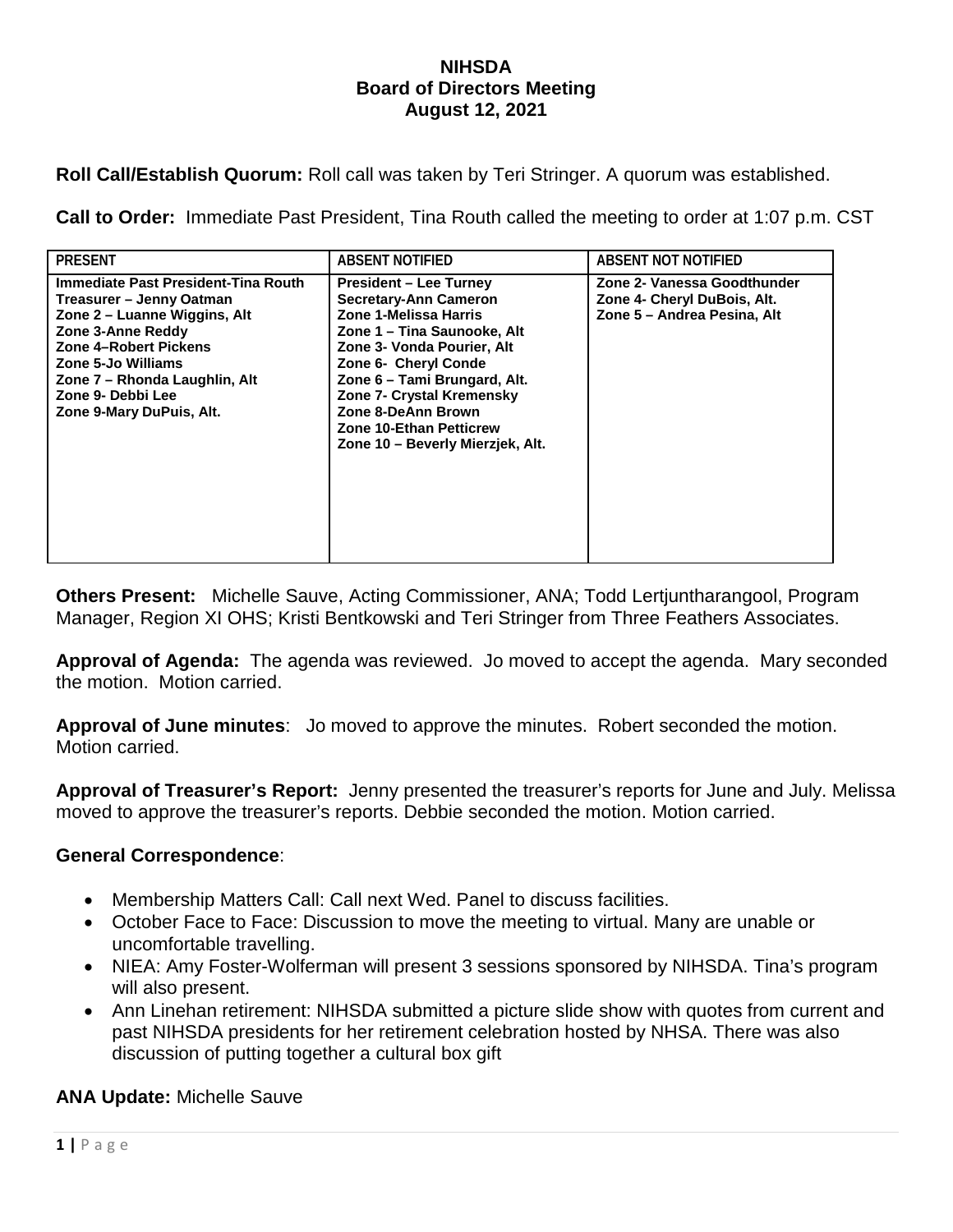**NIHSDA**
**Board of Directors Meeting**
**August 12, 2021**

**Roll Call/Establish Quorum:** Roll call was taken by Teri Stringer. A quorum was established.

**Call to Order:** Immediate Past President, Tina Routh called the meeting to order at 1:07 p.m. CST

| PRESENT | ABSENT NOTIFIED | ABSENT NOT NOTIFIED |
|---|---|---|
| Immediate Past President-Tina Routh<br>Treasurer – Jenny Oatman<br>Zone 2 – Luanne Wiggins, Alt<br>Zone 3-Anne Reddy<br>Zone 4–Robert Pickens<br>Zone 5-Jo Williams<br>Zone 7 – Rhonda Laughlin, Alt<br>Zone 9- Debbi Lee<br>Zone 9-Mary DuPuis, Alt. | President – Lee Turney<br>Secretary-Ann Cameron<br>Zone 1-Melissa Harris<br>Zone 1 – Tina Saunooke, Alt<br>Zone 3- Vonda Pourier, Alt<br>Zone 6- Cheryl Conde<br>Zone 6 – Tami Brungard, Alt.<br>Zone 7- Crystal Kremensky<br>Zone 8-DeAnn Brown<br>Zone 10-Ethan Petticrew<br>Zone 10 – Beverly Mierzjek, Alt. | Zone 2- Vanessa Goodthunder<br>Zone 4- Cheryl DuBois, Alt.<br>Zone 5 – Andrea Pesina, Alt |

**Others Present:** Michelle Sauve, Acting Commissioner, ANA; Todd Lertjuntharangool, Program Manager, Region XI OHS; Kristi Bentkowski and Teri Stringer from Three Feathers Associates.

**Approval of Agenda:** The agenda was reviewed. Jo moved to accept the agenda. Mary seconded the motion. Motion carried.

**Approval of June minutes**: Jo moved to approve the minutes. Robert seconded the motion. Motion carried.

**Approval of Treasurer's Report:** Jenny presented the treasurer's reports for June and July. Melissa moved to approve the treasurer's reports. Debbie seconded the motion. Motion carried.

**General Correspondence**:

- Membership Matters Call: Call next Wed. Panel to discuss facilities.
- October Face to Face: Discussion to move the meeting to virtual. Many are unable or uncomfortable travelling.
- NIEA: Amy Foster-Wolferman will present 3 sessions sponsored by NIHSDA. Tina's program will also present.
- Ann Linehan retirement: NIHSDA submitted a picture slide show with quotes from current and past NIHSDA presidents for her retirement celebration hosted by NHSA. There was also discussion of putting together a cultural box gift

**ANA Update:** Michelle Sauve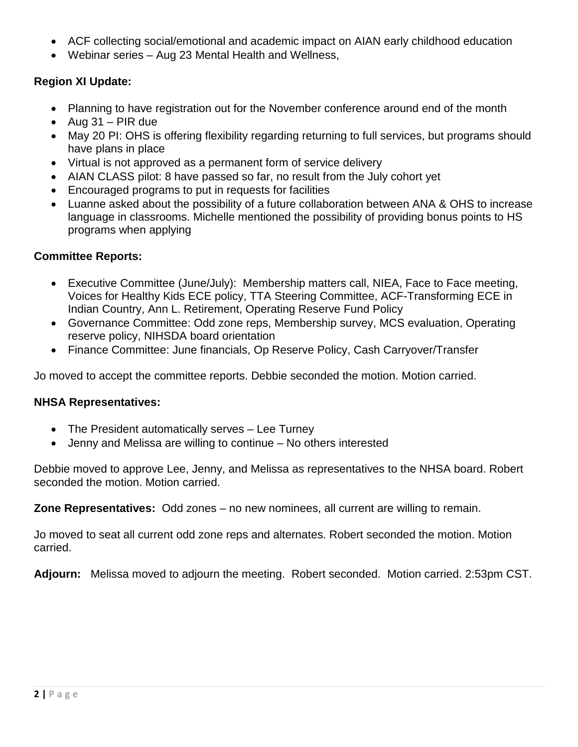- ACF collecting social/emotional and academic impact on AIAN early childhood education
- Webinar series – Aug 23 Mental Health and Wellness,

**Region XI Update:**

- Planning to have registration out for the November conference around end of the month
- Aug 31 – PIR due
- May 20 PI: OHS is offering flexibility regarding returning to full services, but programs should have plans in place
- Virtual is not approved as a permanent form of service delivery
- AIAN CLASS pilot: 8 have passed so far, no result from the July cohort yet
- Encouraged programs to put in requests for facilities
- Luanne asked about the possibility of a future collaboration between ANA & OHS to increase language in classrooms. Michelle mentioned the possibility of providing bonus points to HS programs when applying

**Committee Reports:**

- Executive Committee (June/July): Membership matters call, NIEA, Face to Face meeting, Voices for Healthy Kids ECE policy, TTA Steering Committee, ACF-Transforming ECE in Indian Country, Ann L. Retirement, Operating Reserve Fund Policy
- Governance Committee: Odd zone reps, Membership survey, MCS evaluation, Operating reserve policy, NIHSDA board orientation
- Finance Committee: June financials, Op Reserve Policy, Cash Carryover/Transfer

Jo moved to accept the committee reports. Debbie seconded the motion. Motion carried.

**NHSA Representatives:**

- The President automatically serves – Lee Turney
- Jenny and Melissa are willing to continue – No others interested

Debbie moved to approve Lee, Jenny, and Melissa as representatives to the NHSA board. Robert seconded the motion. Motion carried.

**Zone Representatives:** Odd zones – no new nominees, all current are willing to remain.

Jo moved to seat all current odd zone reps and alternates. Robert seconded the motion. Motion carried.

**Adjourn:** Melissa moved to adjourn the meeting. Robert seconded. Motion carried. 2:53pm CST.